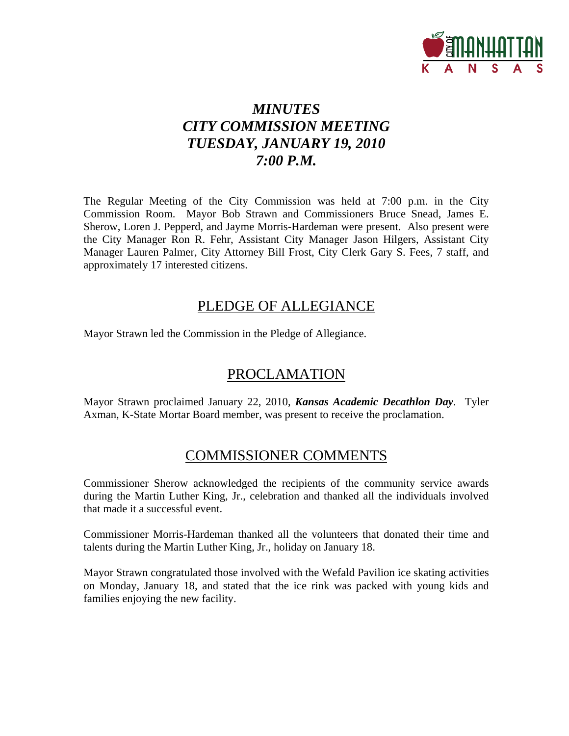# *MINUTES*
# *CITY COMMISSION MEETING*
# *TUESDAY, JANUARY 19, 2010*
# *7:00 P.M.*

The Regular Meeting of the City Commission was held at 7:00 p.m. in the City Commission Room. Mayor Bob Strawn and Commissioners Bruce Snead, James E. Sherow, Loren J. Pepperd, and Jayme Morris-Hardeman were present. Also present were the City Manager Ron R. Fehr, Assistant City Manager Jason Hilgers, Assistant City Manager Lauren Palmer, City Attorney Bill Frost, City Clerk Gary S. Fees, 7 staff, and approximately 17 interested citizens.

## PLEDGE OF ALLEGIANCE

Mayor Strawn led the Commission in the Pledge of Allegiance.

## PROCLAMATION

Mayor Strawn proclaimed January 22, 2010, ***Kansas Academic Decathlon Day***. Tyler Axman, K-State Mortar Board member, was present to receive the proclamation.

## COMMISSIONER COMMENTS

Commissioner Sherow acknowledged the recipients of the community service awards during the Martin Luther King, Jr., celebration and thanked all the individuals involved that made it a successful event.

Commissioner Morris-Hardeman thanked all the volunteers that donated their time and talents during the Martin Luther King, Jr., holiday on January 18.

Mayor Strawn congratulated those involved with the Wefald Pavilion ice skating activities on Monday, January 18, and stated that the ice rink was packed with young kids and families enjoying the new facility.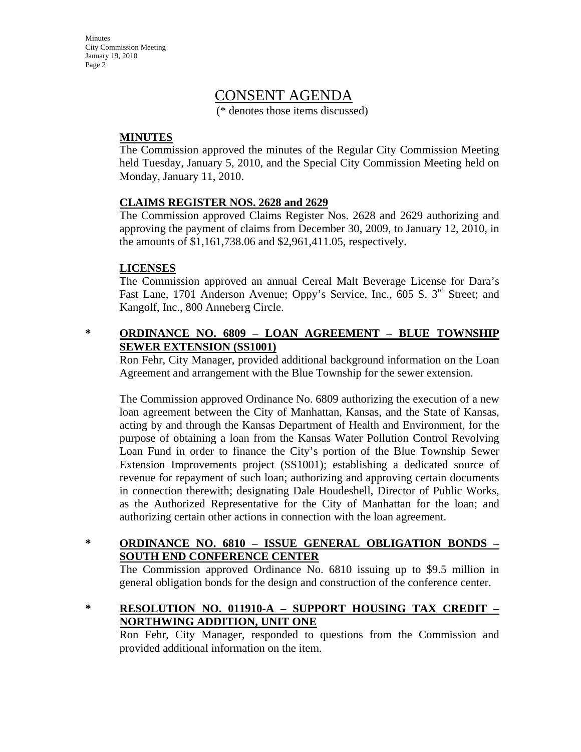# CONSENT AGENDA

(* denotes those items discussed)

**MINUTES**

The Commission approved the minutes of the Regular City Commission Meeting held Tuesday, January 5, 2010, and the Special City Commission Meeting held on Monday, January 11, 2010.

**CLAIMS REGISTER NOS. 2628 and 2629**

The Commission approved Claims Register Nos. 2628 and 2629 authorizing and approving the payment of claims from December 30, 2009, to January 12, 2010, in the amounts of $1,161,738.06 and $2,961,411.05, respectively.

**LICENSES**

The Commission approved an annual Cereal Malt Beverage License for Dara's Fast Lane, 1701 Anderson Avenue; Oppy's Service, Inc., 605 S. 3rd Street; and Kangolf, Inc., 800 Anneberg Circle.

\* **ORDINANCE NO. 6809 – LOAN AGREEMENT – BLUE TOWNSHIP SEWER EXTENSION (SS1001)**

Ron Fehr, City Manager, provided additional background information on the Loan Agreement and arrangement with the Blue Township for the sewer extension.

The Commission approved Ordinance No. 6809 authorizing the execution of a new loan agreement between the City of Manhattan, Kansas, and the State of Kansas, acting by and through the Kansas Department of Health and Environment, for the purpose of obtaining a loan from the Kansas Water Pollution Control Revolving Loan Fund in order to finance the City's portion of the Blue Township Sewer Extension Improvements project (SS1001); establishing a dedicated source of revenue for repayment of such loan; authorizing and approving certain documents in connection therewith; designating Dale Houdeshell, Director of Public Works, as the Authorized Representative for the City of Manhattan for the loan; and authorizing certain other actions in connection with the loan agreement.

\* **ORDINANCE NO. 6810 – ISSUE GENERAL OBLIGATION BONDS – SOUTH END CONFERENCE CENTER**

The Commission approved Ordinance No. 6810 issuing up to $9.5 million in general obligation bonds for the design and construction of the conference center.

\* **RESOLUTION NO. 011910-A – SUPPORT HOUSING TAX CREDIT – NORTHWING ADDITION, UNIT ONE**

Ron Fehr, City Manager, responded to questions from the Commission and provided additional information on the item.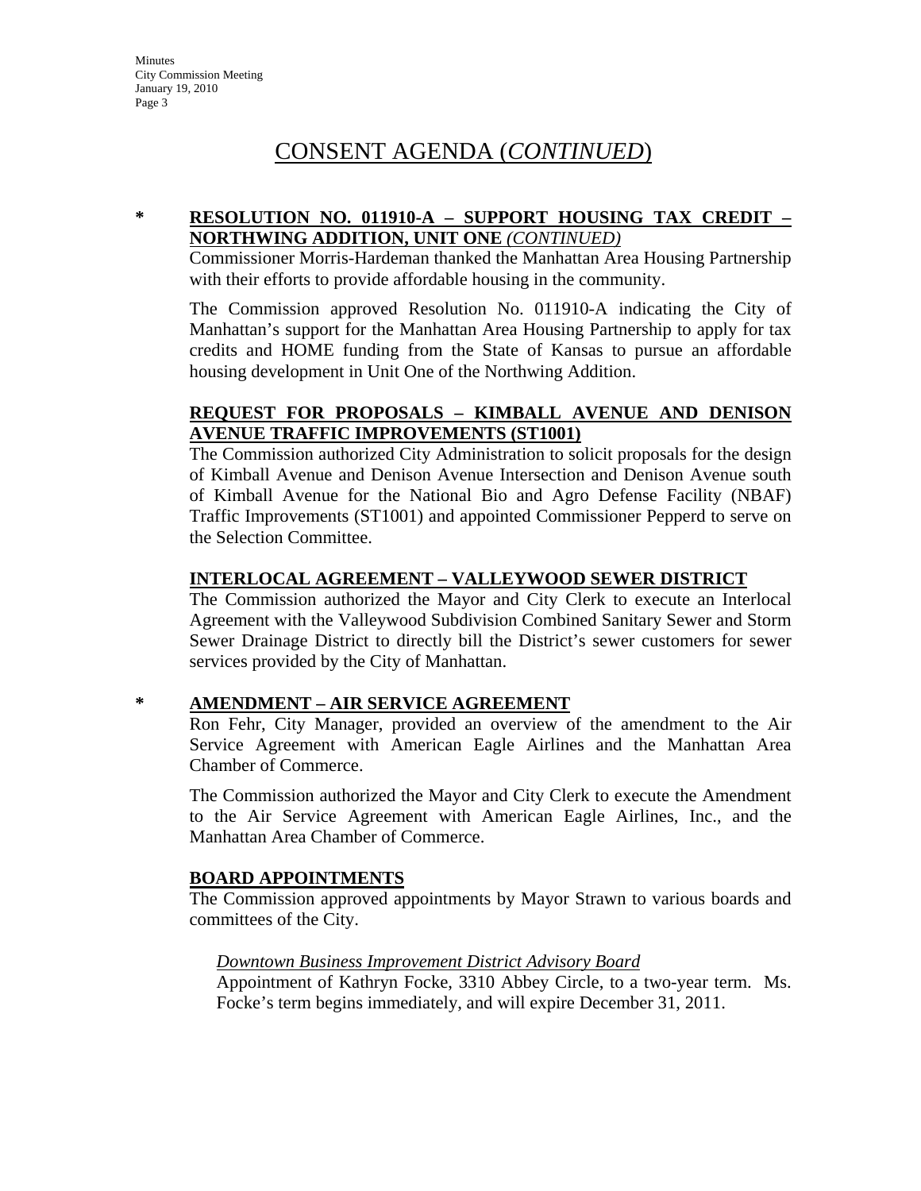# CONSENT AGENDA (*CONTINUED*)

**\* RESOLUTION NO. 011910-A – SUPPORT HOUSING TAX CREDIT – NORTHWING ADDITION, UNIT ONE** ***(CONTINUED)***

Commissioner Morris-Hardeman thanked the Manhattan Area Housing Partnership with their efforts to provide affordable housing in the community.

The Commission approved Resolution No. 011910-A indicating the City of Manhattan's support for the Manhattan Area Housing Partnership to apply for tax credits and HOME funding from the State of Kansas to pursue an affordable housing development in Unit One of the Northwing Addition.

**REQUEST FOR PROPOSALS – KIMBALL AVENUE AND DENISON AVENUE TRAFFIC IMPROVEMENTS (ST1001)**

The Commission authorized City Administration to solicit proposals for the design of Kimball Avenue and Denison Avenue Intersection and Denison Avenue south of Kimball Avenue for the National Bio and Agro Defense Facility (NBAF) Traffic Improvements (ST1001) and appointed Commissioner Pepperd to serve on the Selection Committee.

**INTERLOCAL AGREEMENT – VALLEYWOOD SEWER DISTRICT**

The Commission authorized the Mayor and City Clerk to execute an Interlocal Agreement with the Valleywood Subdivision Combined Sanitary Sewer and Storm Sewer Drainage District to directly bill the District's sewer customers for sewer services provided by the City of Manhattan.

**\* AMENDMENT – AIR SERVICE AGREEMENT**

Ron Fehr, City Manager, provided an overview of the amendment to the Air Service Agreement with American Eagle Airlines and the Manhattan Area Chamber of Commerce.

The Commission authorized the Mayor and City Clerk to execute the Amendment to the Air Service Agreement with American Eagle Airlines, Inc., and the Manhattan Area Chamber of Commerce.

**BOARD APPOINTMENTS**

The Commission approved appointments by Mayor Strawn to various boards and committees of the City.

*Downtown Business Improvement District Advisory Board*

Appointment of Kathryn Focke, 3310 Abbey Circle, to a two-year term. Ms. Focke's term begins immediately, and will expire December 31, 2011.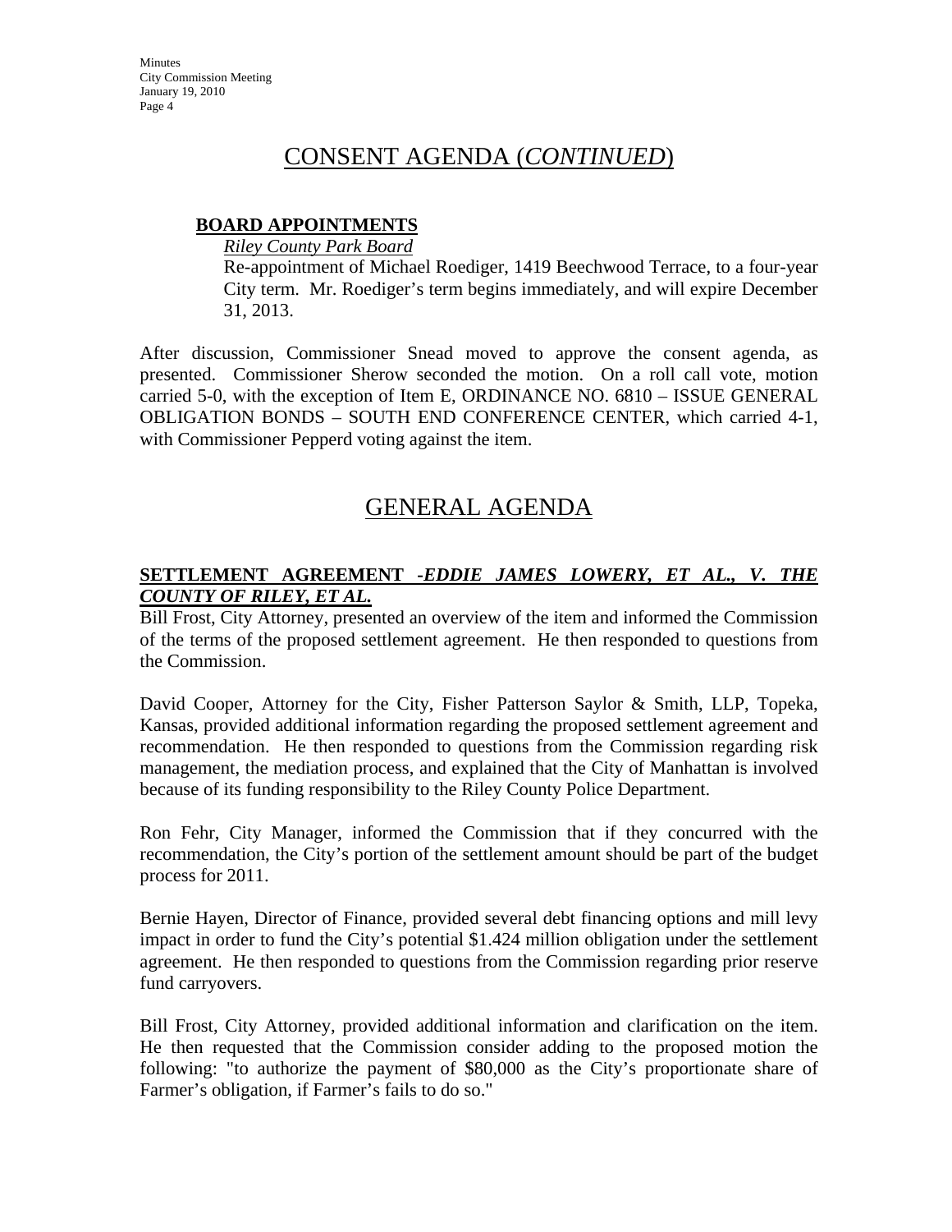## CONSENT AGENDA (*CONTINUED*)

**BOARD APPOINTMENTS**

*Riley County Park Board*

Re-appointment of Michael Roediger, 1419 Beechwood Terrace, to a four-year City term. Mr. Roediger's term begins immediately, and will expire December 31, 2013.

After discussion, Commissioner Snead moved to approve the consent agenda, as presented. Commissioner Sherow seconded the motion. On a roll call vote, motion carried 5-0, with the exception of Item E, ORDINANCE NO. 6810 – ISSUE GENERAL OBLIGATION BONDS – SOUTH END CONFERENCE CENTER, which carried 4-1, with Commissioner Pepperd voting against the item.

## GENERAL AGENDA

**SETTLEMENT AGREEMENT -*EDDIE JAMES LOWERY, ET AL., V. THE COUNTY OF RILEY, ET AL.***

Bill Frost, City Attorney, presented an overview of the item and informed the Commission of the terms of the proposed settlement agreement. He then responded to questions from the Commission.

David Cooper, Attorney for the City, Fisher Patterson Saylor & Smith, LLP, Topeka, Kansas, provided additional information regarding the proposed settlement agreement and recommendation. He then responded to questions from the Commission regarding risk management, the mediation process, and explained that the City of Manhattan is involved because of its funding responsibility to the Riley County Police Department.

Ron Fehr, City Manager, informed the Commission that if they concurred with the recommendation, the City's portion of the settlement amount should be part of the budget process for 2011.

Bernie Hayen, Director of Finance, provided several debt financing options and mill levy impact in order to fund the City's potential $1.424 million obligation under the settlement agreement. He then responded to questions from the Commission regarding prior reserve fund carryovers.

Bill Frost, City Attorney, provided additional information and clarification on the item. He then requested that the Commission consider adding to the proposed motion the following: "to authorize the payment of $80,000 as the City's proportionate share of Farmer's obligation, if Farmer's fails to do so."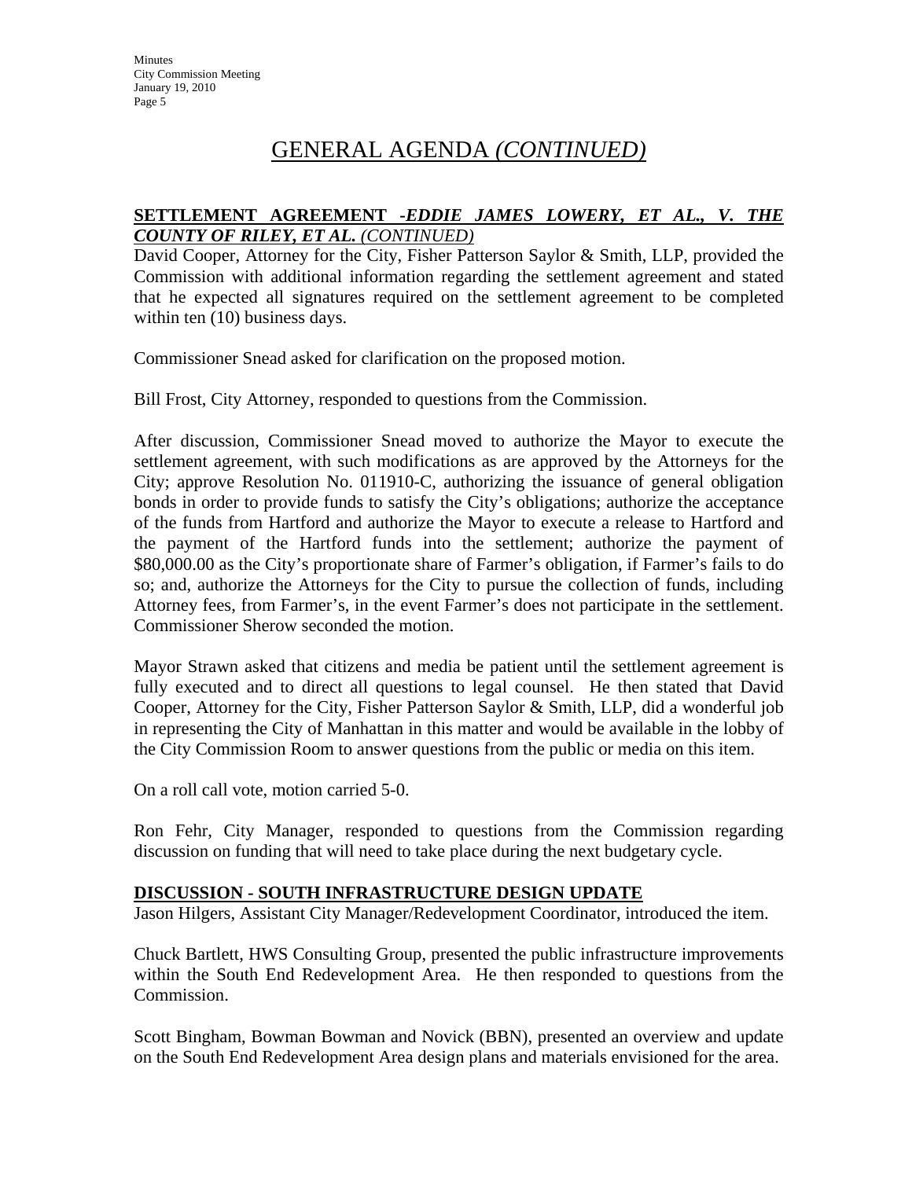# GENERAL AGENDA *(CONTINUED)*

**SETTLEMENT AGREEMENT -*EDDIE JAMES LOWERY, ET AL., V. THE COUNTY OF RILEY, ET AL. (CONTINUED)***

David Cooper, Attorney for the City, Fisher Patterson Saylor & Smith, LLP, provided the Commission with additional information regarding the settlement agreement and stated that he expected all signatures required on the settlement agreement to be completed within ten (10) business days.

Commissioner Snead asked for clarification on the proposed motion.

Bill Frost, City Attorney, responded to questions from the Commission.

After discussion, Commissioner Snead moved to authorize the Mayor to execute the settlement agreement, with such modifications as are approved by the Attorneys for the City; approve Resolution No. 011910-C, authorizing the issuance of general obligation bonds in order to provide funds to satisfy the City's obligations; authorize the acceptance of the funds from Hartford and authorize the Mayor to execute a release to Hartford and the payment of the Hartford funds into the settlement; authorize the payment of $80,000.00 as the City's proportionate share of Farmer's obligation, if Farmer's fails to do so; and, authorize the Attorneys for the City to pursue the collection of funds, including Attorney fees, from Farmer's, in the event Farmer's does not participate in the settlement. Commissioner Sherow seconded the motion.

Mayor Strawn asked that citizens and media be patient until the settlement agreement is fully executed and to direct all questions to legal counsel. He then stated that David Cooper, Attorney for the City, Fisher Patterson Saylor & Smith, LLP, did a wonderful job in representing the City of Manhattan in this matter and would be available in the lobby of the City Commission Room to answer questions from the public or media on this item.

On a roll call vote, motion carried 5-0.

Ron Fehr, City Manager, responded to questions from the Commission regarding discussion on funding that will need to take place during the next budgetary cycle.

**DISCUSSION - SOUTH INFRASTRUCTURE DESIGN UPDATE**

Jason Hilgers, Assistant City Manager/Redevelopment Coordinator, introduced the item.

Chuck Bartlett, HWS Consulting Group, presented the public infrastructure improvements within the South End Redevelopment Area. He then responded to questions from the Commission.

Scott Bingham, Bowman Bowman and Novick (BBN), presented an overview and update on the South End Redevelopment Area design plans and materials envisioned for the area.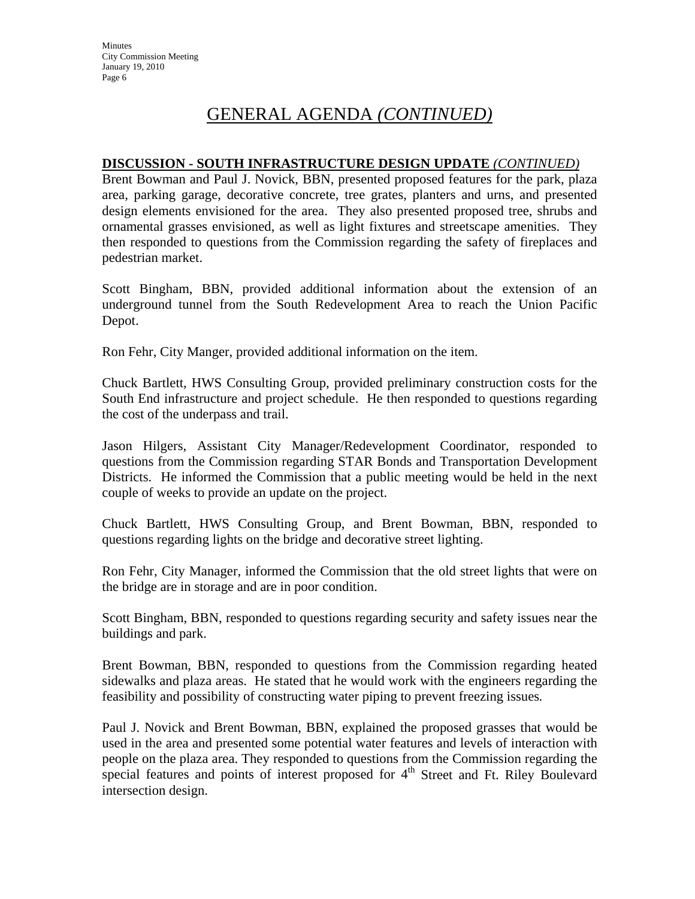# GENERAL AGENDA *(CONTINUED)*

**DISCUSSION - SOUTH INFRASTRUCTURE DESIGN UPDATE** *(CONTINUED)*

Brent Bowman and Paul J. Novick, BBN, presented proposed features for the park, plaza area, parking garage, decorative concrete, tree grates, planters and urns, and presented design elements envisioned for the area. They also presented proposed tree, shrubs and ornamental grasses envisioned, as well as light fixtures and streetscape amenities. They then responded to questions from the Commission regarding the safety of fireplaces and pedestrian market.

Scott Bingham, BBN, provided additional information about the extension of an underground tunnel from the South Redevelopment Area to reach the Union Pacific Depot.

Ron Fehr, City Manger, provided additional information on the item.

Chuck Bartlett, HWS Consulting Group, provided preliminary construction costs for the South End infrastructure and project schedule. He then responded to questions regarding the cost of the underpass and trail.

Jason Hilgers, Assistant City Manager/Redevelopment Coordinator, responded to questions from the Commission regarding STAR Bonds and Transportation Development Districts. He informed the Commission that a public meeting would be held in the next couple of weeks to provide an update on the project.

Chuck Bartlett, HWS Consulting Group, and Brent Bowman, BBN, responded to questions regarding lights on the bridge and decorative street lighting.

Ron Fehr, City Manager, informed the Commission that the old street lights that were on the bridge are in storage and are in poor condition.

Scott Bingham, BBN, responded to questions regarding security and safety issues near the buildings and park.

Brent Bowman, BBN, responded to questions from the Commission regarding heated sidewalks and plaza areas. He stated that he would work with the engineers regarding the feasibility and possibility of constructing water piping to prevent freezing issues.

Paul J. Novick and Brent Bowman, BBN, explained the proposed grasses that would be used in the area and presented some potential water features and levels of interaction with people on the plaza area. They responded to questions from the Commission regarding the special features and points of interest proposed for 4th Street and Ft. Riley Boulevard intersection design.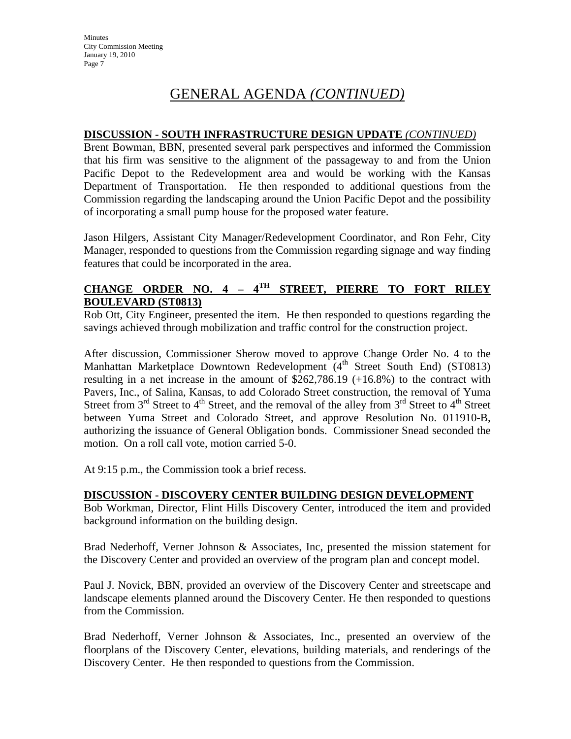# GENERAL AGENDA *(CONTINUED)*

**DISCUSSION - SOUTH INFRASTRUCTURE DESIGN UPDATE** ***(CONTINUED)***

Brent Bowman, BBN, presented several park perspectives and informed the Commission that his firm was sensitive to the alignment of the passageway to and from the Union Pacific Depot to the Redevelopment area and would be working with the Kansas Department of Transportation. He then responded to additional questions from the Commission regarding the landscaping around the Union Pacific Depot and the possibility of incorporating a small pump house for the proposed water feature.

Jason Hilgers, Assistant City Manager/Redevelopment Coordinator, and Ron Fehr, City Manager, responded to questions from the Commission regarding signage and way finding features that could be incorporated in the area.

**CHANGE ORDER NO. 4 – 4TH STREET, PIERRE TO FORT RILEY BOULEVARD (ST0813)**

Rob Ott, City Engineer, presented the item. He then responded to questions regarding the savings achieved through mobilization and traffic control for the construction project.

After discussion, Commissioner Sherow moved to approve Change Order No. 4 to the Manhattan Marketplace Downtown Redevelopment (4th Street South End) (ST0813) resulting in a net increase in the amount of $262,786.19 (+16.8%) to the contract with Pavers, Inc., of Salina, Kansas, to add Colorado Street construction, the removal of Yuma Street from 3rd Street to 4th Street, and the removal of the alley from 3rd Street to 4th Street between Yuma Street and Colorado Street, and approve Resolution No. 011910-B, authorizing the issuance of General Obligation bonds. Commissioner Snead seconded the motion. On a roll call vote, motion carried 5-0.

At 9:15 p.m., the Commission took a brief recess.

**DISCUSSION - DISCOVERY CENTER BUILDING DESIGN DEVELOPMENT**

Bob Workman, Director, Flint Hills Discovery Center, introduced the item and provided background information on the building design.

Brad Nederhoff, Verner Johnson & Associates, Inc, presented the mission statement for the Discovery Center and provided an overview of the program plan and concept model.

Paul J. Novick, BBN, provided an overview of the Discovery Center and streetscape and landscape elements planned around the Discovery Center. He then responded to questions from the Commission.

Brad Nederhoff, Verner Johnson & Associates, Inc., presented an overview of the floorplans of the Discovery Center, elevations, building materials, and renderings of the Discovery Center. He then responded to questions from the Commission.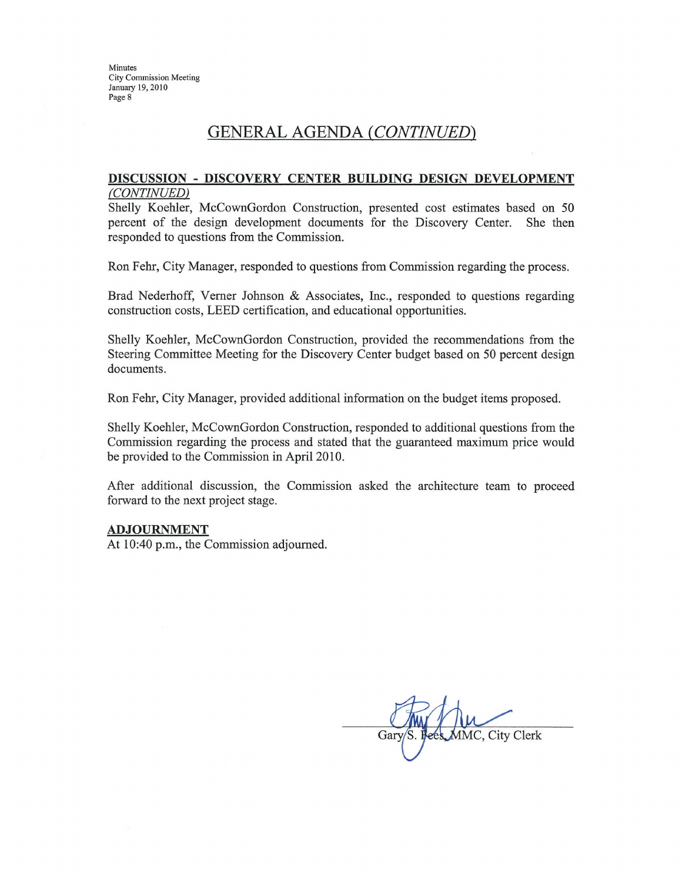# GENERAL AGENDA *(CONTINUED)*

**DISCUSSION - DISCOVERY CENTER BUILDING DESIGN DEVELOPMENT** *(CONTINUED)*

Shelly Koehler, McCownGordon Construction, presented cost estimates based on 50 percent of the design development documents for the Discovery Center. She then responded to questions from the Commission.

Ron Fehr, City Manager, responded to questions from Commission regarding the process.

Brad Nederhoff, Verner Johnson & Associates, Inc., responded to questions regarding construction costs, LEED certification, and educational opportunities.

Shelly Koehler, McCownGordon Construction, provided the recommendations from the Steering Committee Meeting for the Discovery Center budget based on 50 percent design documents.

Ron Fehr, City Manager, provided additional information on the budget items proposed.

Shelly Koehler, McCownGordon Construction, responded to additional questions from the Commission regarding the process and stated that the guaranteed maximum price would be provided to the Commission in April 2010.

After additional discussion, the Commission asked the architecture team to proceed forward to the next project stage.

**ADJOURNMENT**

At 10:40 p.m., the Commission adjourned.

Gary S. Fees, MMC, City Clerk